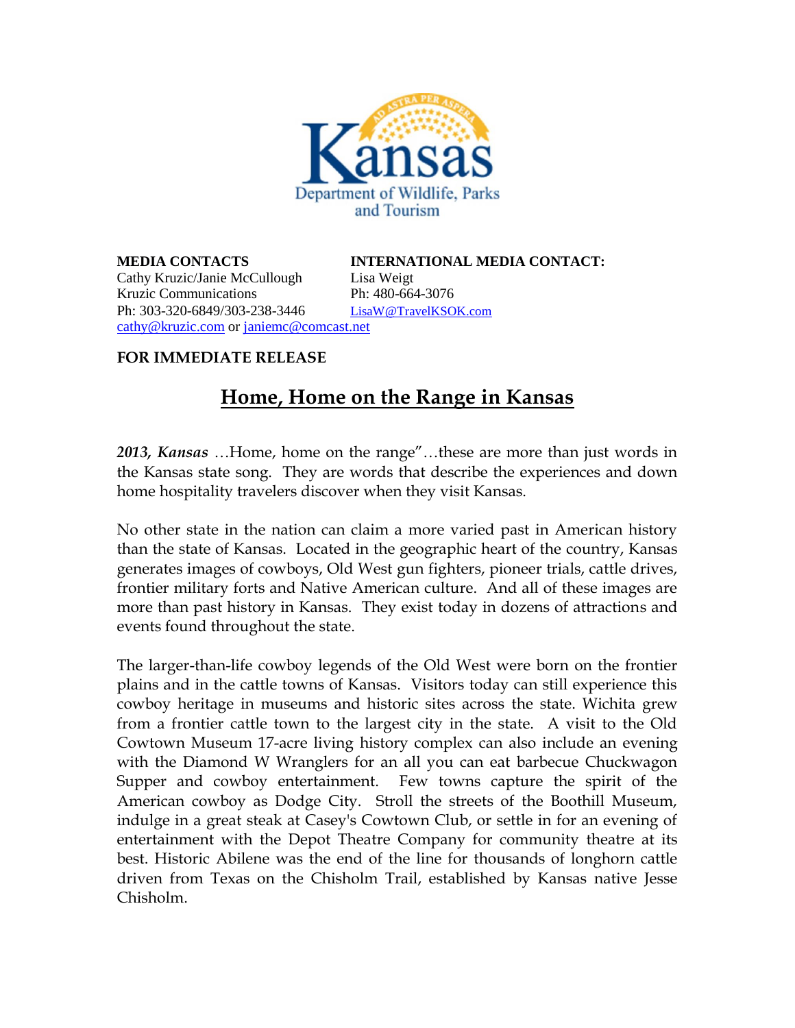Kansas Department of Wildlife, Parks and Tourism

**MEDIA CONTACTS**
Cathy Kruzic/Janie McCullough
Kruzic Communications
Ph: 303-320-6849/303-238-3446
cathy@kruzic.com or janiemc@comcast.net

**INTERNATIONAL MEDIA CONTACT:**
Lisa Weigt
Ph: 480-664-3076
LisaW@TravelKSOK.com

**FOR IMMEDIATE RELEASE**

# Home, Home on the Range in Kansas

***2013, Kansas*** …Home, home on the range"…these are more than just words in the Kansas state song. They are words that describe the experiences and down home hospitality travelers discover when they visit Kansas.

No other state in the nation can claim a more varied past in American history than the state of Kansas. Located in the geographic heart of the country, Kansas generates images of cowboys, Old West gun fighters, pioneer trials, cattle drives, frontier military forts and Native American culture. And all of these images are more than past history in Kansas. They exist today in dozens of attractions and events found throughout the state.

The larger-than-life cowboy legends of the Old West were born on the frontier plains and in the cattle towns of Kansas. Visitors today can still experience this cowboy heritage in museums and historic sites across the state. Wichita grew from a frontier cattle town to the largest city in the state. A visit to the Old Cowtown Museum 17-acre living history complex can also include an evening with the Diamond W Wranglers for an all you can eat barbecue Chuckwagon Supper and cowboy entertainment. Few towns capture the spirit of the American cowboy as Dodge City. Stroll the streets of the Boothill Museum, indulge in a great steak at Casey's Cowtown Club, or settle in for an evening of entertainment with the Depot Theatre Company for community theatre at its best. Historic Abilene was the end of the line for thousands of longhorn cattle driven from Texas on the Chisholm Trail, established by Kansas native Jesse Chisholm.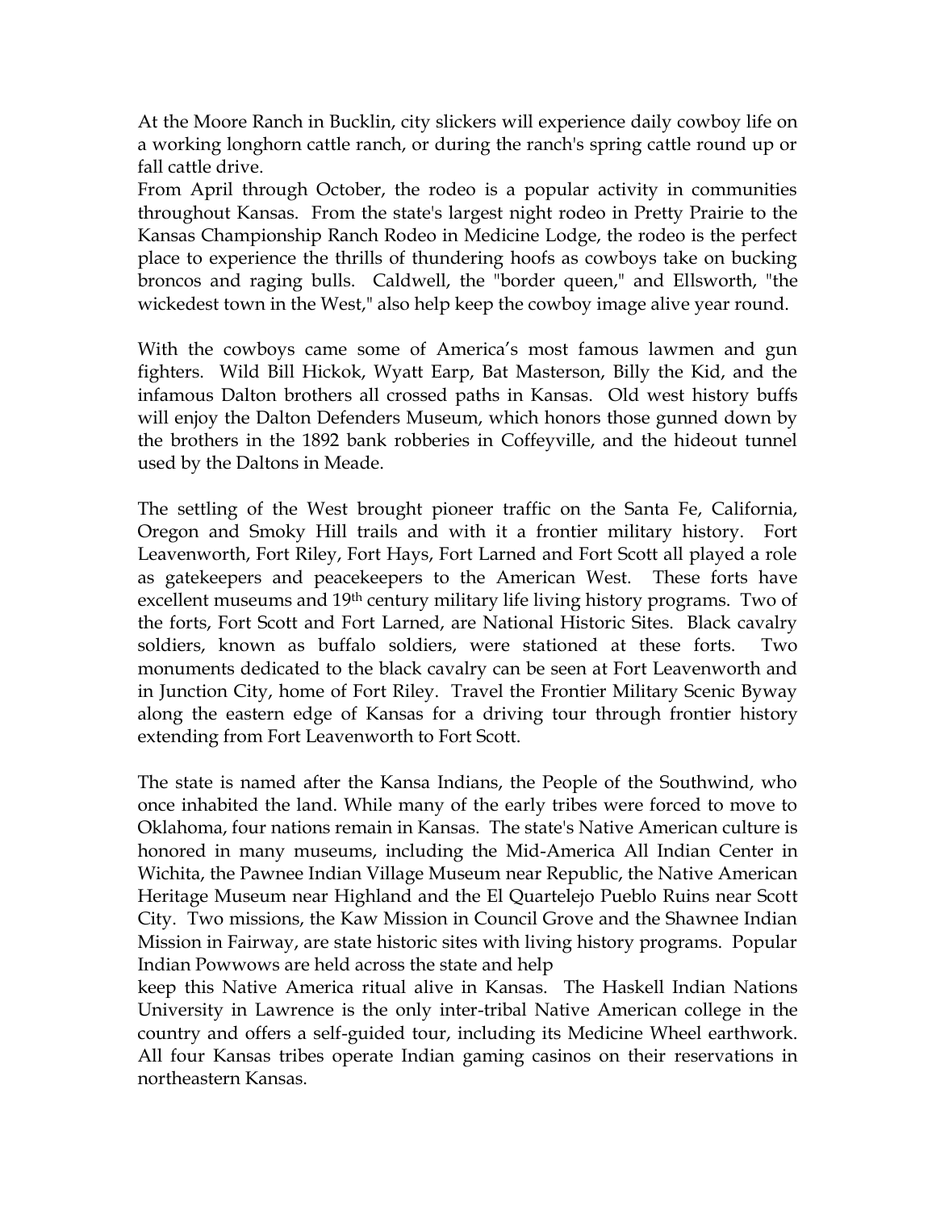At the Moore Ranch in Bucklin, city slickers will experience daily cowboy life on a working longhorn cattle ranch, or during the ranch's spring cattle round up or fall cattle drive.

From April through October, the rodeo is a popular activity in communities throughout Kansas. From the state's largest night rodeo in Pretty Prairie to the Kansas Championship Ranch Rodeo in Medicine Lodge, the rodeo is the perfect place to experience the thrills of thundering hoofs as cowboys take on bucking broncos and raging bulls. Caldwell, the "border queen," and Ellsworth, "the wickedest town in the West," also help keep the cowboy image alive year round.

With the cowboys came some of America's most famous lawmen and gun fighters. Wild Bill Hickok, Wyatt Earp, Bat Masterson, Billy the Kid, and the infamous Dalton brothers all crossed paths in Kansas. Old west history buffs will enjoy the Dalton Defenders Museum, which honors those gunned down by the brothers in the 1892 bank robberies in Coffeyville, and the hideout tunnel used by the Daltons in Meade.

The settling of the West brought pioneer traffic on the Santa Fe, California, Oregon and Smoky Hill trails and with it a frontier military history. Fort Leavenworth, Fort Riley, Fort Hays, Fort Larned and Fort Scott all played a role as gatekeepers and peacekeepers to the American West. These forts have excellent museums and 19th century military life living history programs. Two of the forts, Fort Scott and Fort Larned, are National Historic Sites. Black cavalry soldiers, known as buffalo soldiers, were stationed at these forts. Two monuments dedicated to the black cavalry can be seen at Fort Leavenworth and in Junction City, home of Fort Riley. Travel the Frontier Military Scenic Byway along the eastern edge of Kansas for a driving tour through frontier history extending from Fort Leavenworth to Fort Scott.

The state is named after the Kansa Indians, the People of the Southwind, who once inhabited the land. While many of the early tribes were forced to move to Oklahoma, four nations remain in Kansas. The state's Native American culture is honored in many museums, including the Mid-America All Indian Center in Wichita, the Pawnee Indian Village Museum near Republic, the Native American Heritage Museum near Highland and the El Quartelejo Pueblo Ruins near Scott City. Two missions, the Kaw Mission in Council Grove and the Shawnee Indian Mission in Fairway, are state historic sites with living history programs. Popular Indian Powwows are held across the state and help keep this Native America ritual alive in Kansas. The Haskell Indian Nations University in Lawrence is the only inter-tribal Native American college in the country and offers a self-guided tour, including its Medicine Wheel earthwork. All four Kansas tribes operate Indian gaming casinos on their reservations in northeastern Kansas.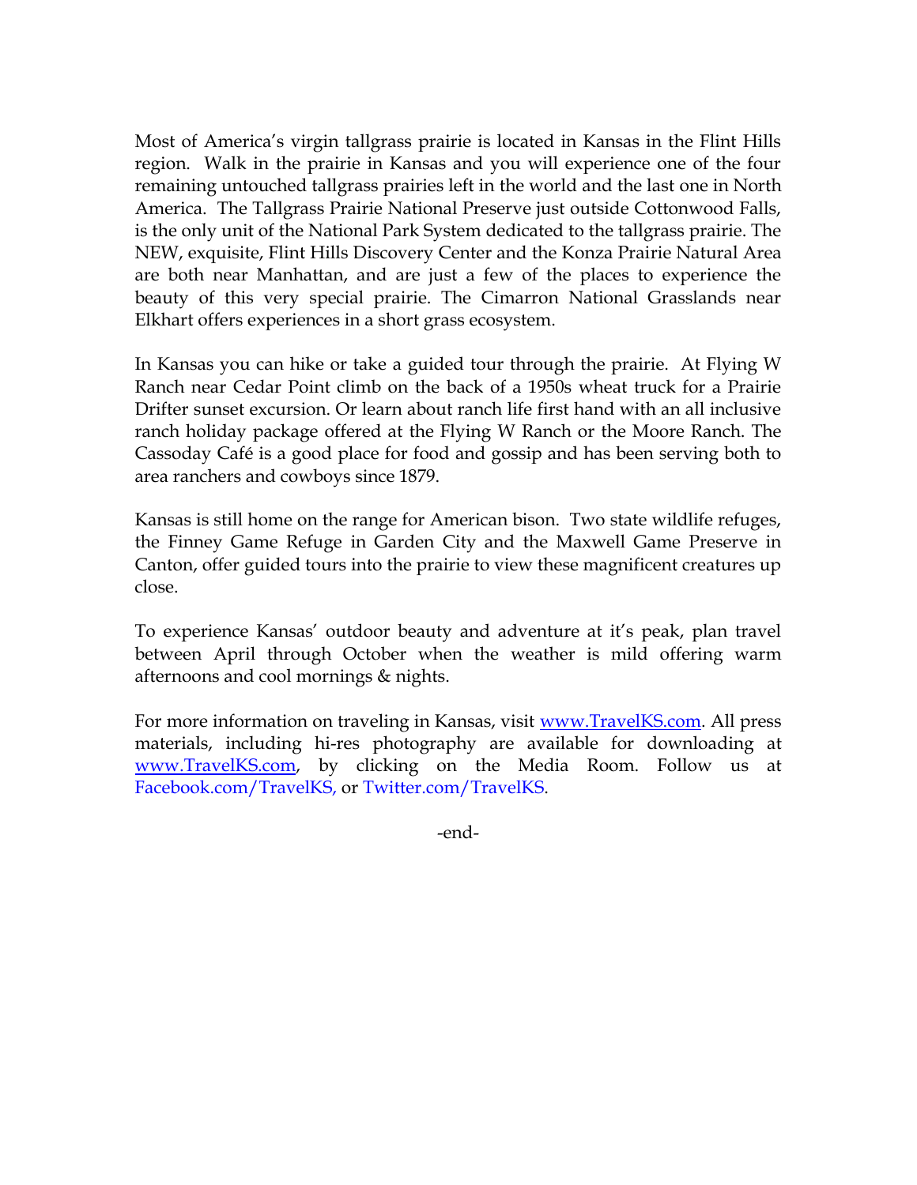Most of America's virgin tallgrass prairie is located in Kansas in the Flint Hills region. Walk in the prairie in Kansas and you will experience one of the four remaining untouched tallgrass prairies left in the world and the last one in North America. The Tallgrass Prairie National Preserve just outside Cottonwood Falls, is the only unit of the National Park System dedicated to the tallgrass prairie. The NEW, exquisite, Flint Hills Discovery Center and the Konza Prairie Natural Area are both near Manhattan, and are just a few of the places to experience the beauty of this very special prairie. The Cimarron National Grasslands near Elkhart offers experiences in a short grass ecosystem.

In Kansas you can hike or take a guided tour through the prairie. At Flying W Ranch near Cedar Point climb on the back of a 1950s wheat truck for a Prairie Drifter sunset excursion. Or learn about ranch life first hand with an all inclusive ranch holiday package offered at the Flying W Ranch or the Moore Ranch. The Cassoday Café is a good place for food and gossip and has been serving both to area ranchers and cowboys since 1879.

Kansas is still home on the range for American bison. Two state wildlife refuges, the Finney Game Refuge in Garden City and the Maxwell Game Preserve in Canton, offer guided tours into the prairie to view these magnificent creatures up close.

To experience Kansas' outdoor beauty and adventure at it's peak, plan travel between April through October when the weather is mild offering warm afternoons and cool mornings & nights.

For more information on traveling in Kansas, visit [www.TravelKS.com](http://www.TravelKS.com). All press materials, including hi-res photography are available for downloading at [www.TravelKS.com](http://www.TravelKS.com), by clicking on the Media Room. Follow us at Facebook.com/TravelKS, or Twitter.com/TravelKS.

-end-